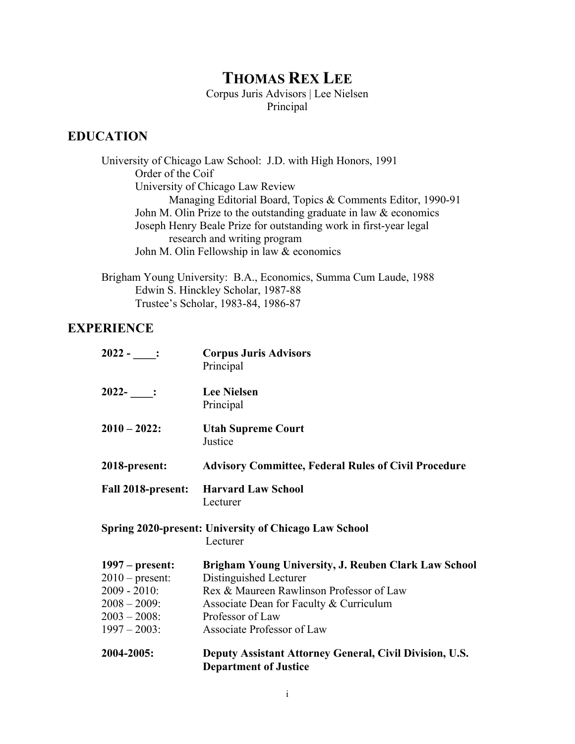# THOMAS REX LEE

Corpus Juris Advisors | Lee Nielsen
Principal

## EDUCATION

University of Chicago Law School: J.D. with High Honors, 1991
- Order of the Coif
- University of Chicago Law Review
  - Managing Editorial Board, Topics & Comments Editor, 1990-91
- John M. Olin Prize to the outstanding graduate in law & economics
- Joseph Henry Beale Prize for outstanding work in first-year legal research and writing program
- John M. Olin Fellowship in law & economics

Brigham Young University: B.A., Economics, Summa Cum Laude, 1988
- Edwin S. Hinckley Scholar, 1987-88
- Trustee's Scholar, 1983-84, 1986-87

## EXPERIENCE

**2022 - ____:** **Corpus Juris Advisors**
Principal

**2022- ____:** **Lee Nielsen**
Principal

**2010 – 2022:** **Utah Supreme Court**
Justice

**2018-present:** **Advisory Committee, Federal Rules of Civil Procedure**

**Fall 2018-present:** **Harvard Law School**
Lecturer

**Spring 2020-present:** **University of Chicago Law School**
Lecturer

**1997 – present:** **Brigham Young University, J. Reuben Clark Law School**
- 2010 – present: Distinguished Lecturer
- 2009 - 2010: Rex & Maureen Rawlinson Professor of Law
- 2008 – 2009: Associate Dean for Faculty & Curriculum
- 2003 – 2008: Professor of Law
- 1997 – 2003: Associate Professor of Law

**2004-2005:** **Deputy Assistant Attorney General, Civil Division, U.S. Department of Justice**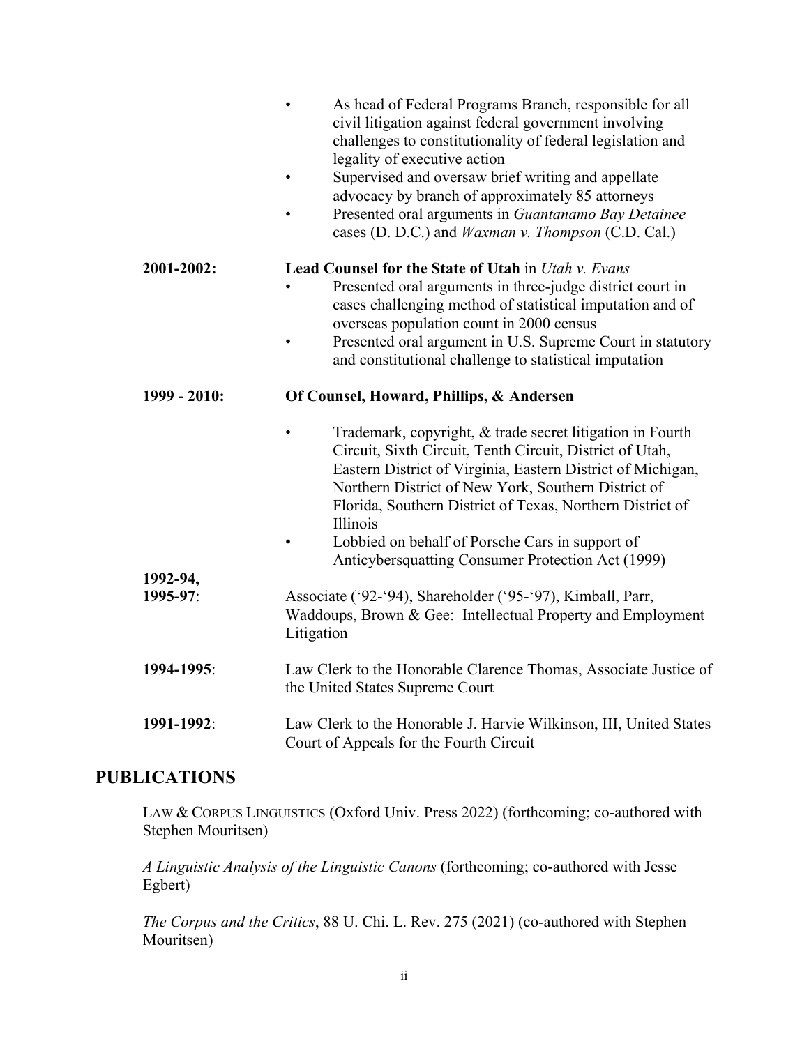- As head of Federal Programs Branch, responsible for all civil litigation against federal government involving challenges to constitutionality of federal legislation and legality of executive action
- Supervised and oversaw brief writing and appellate advocacy by branch of approximately 85 attorneys
- Presented oral arguments in *Guantanamo Bay Detainee* cases (D. D.C.) and *Waxman v. Thompson* (C.D. Cal.)

**2001-2002:** **Lead Counsel for the State of Utah** in *Utah v. Evans*

- Presented oral arguments in three-judge district court in cases challenging method of statistical imputation and of overseas population count in 2000 census
- Presented oral argument in U.S. Supreme Court in statutory and constitutional challenge to statistical imputation

**1999 - 2010:** **Of Counsel, Howard, Phillips, & Andersen**

- Trademark, copyright, & trade secret litigation in Fourth Circuit, Sixth Circuit, Tenth Circuit, District of Utah, Eastern District of Virginia, Eastern District of Michigan, Northern District of New York, Southern District of Florida, Southern District of Texas, Northern District of Illinois
- Lobbied on behalf of Porsche Cars in support of Anticybersquatting Consumer Protection Act (1999)

**1992-94, 1995-97**: Associate ('92-'94), Shareholder ('95-'97), Kimball, Parr, Waddoups, Brown & Gee: Intellectual Property and Employment Litigation

**1994-1995**: Law Clerk to the Honorable Clarence Thomas, Associate Justice of the United States Supreme Court

**1991-1992**: Law Clerk to the Honorable J. Harvie Wilkinson, III, United States Court of Appeals for the Fourth Circuit

## PUBLICATIONS

LAW & CORPUS LINGUISTICS (Oxford Univ. Press 2022) (forthcoming; co-authored with Stephen Mouritsen)

*A Linguistic Analysis of the Linguistic Canons* (forthcoming; co-authored with Jesse Egbert)

*The Corpus and the Critics*, 88 U. Chi. L. Rev. 275 (2021) (co-authored with Stephen Mouritsen)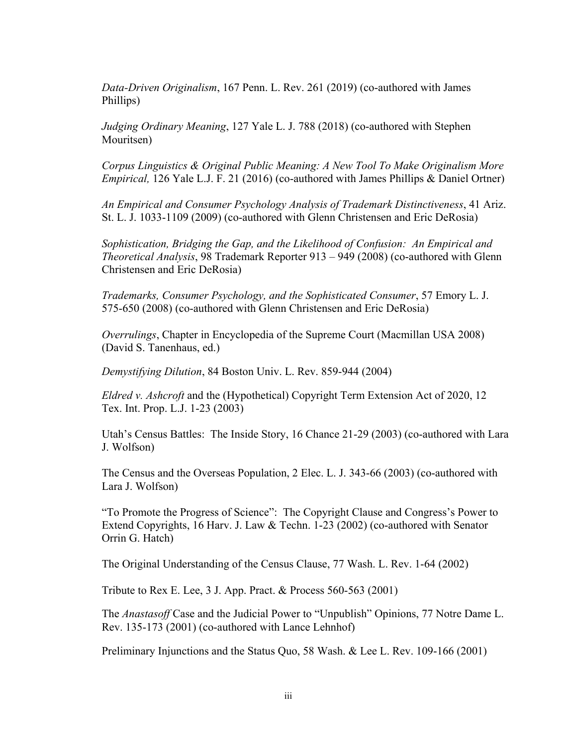*Data-Driven Originalism*, 167 Penn. L. Rev. 261 (2019) (co-authored with James Phillips)

*Judging Ordinary Meaning*, 127 Yale L. J. 788 (2018) (co-authored with Stephen Mouritsen)

*Corpus Linguistics & Original Public Meaning: A New Tool To Make Originalism More Empirical,* 126 Yale L.J. F. 21 (2016) (co-authored with James Phillips & Daniel Ortner)

*An Empirical and Consumer Psychology Analysis of Trademark Distinctiveness*, 41 Ariz. St. L. J. 1033-1109 (2009) (co-authored with Glenn Christensen and Eric DeRosia)

*Sophistication, Bridging the Gap, and the Likelihood of Confusion: An Empirical and Theoretical Analysis*, 98 Trademark Reporter 913 – 949 (2008) (co-authored with Glenn Christensen and Eric DeRosia)

*Trademarks, Consumer Psychology, and the Sophisticated Consumer*, 57 Emory L. J. 575-650 (2008) (co-authored with Glenn Christensen and Eric DeRosia)

*Overrulings*, Chapter in Encyclopedia of the Supreme Court (Macmillan USA 2008) (David S. Tanenhaus, ed.)

*Demystifying Dilution*, 84 Boston Univ. L. Rev. 859-944 (2004)

*Eldred v. Ashcroft* and the (Hypothetical) Copyright Term Extension Act of 2020, 12 Tex. Int. Prop. L.J. 1-23 (2003)

Utah's Census Battles: The Inside Story, 16 Chance 21-29 (2003) (co-authored with Lara J. Wolfson)

The Census and the Overseas Population, 2 Elec. L. J. 343-66 (2003) (co-authored with Lara J. Wolfson)

"To Promote the Progress of Science": The Copyright Clause and Congress's Power to Extend Copyrights, 16 Harv. J. Law & Techn. 1-23 (2002) (co-authored with Senator Orrin G. Hatch)

The Original Understanding of the Census Clause, 77 Wash. L. Rev. 1-64 (2002)

Tribute to Rex E. Lee, 3 J. App. Pract. & Process 560-563 (2001)

The *Anastasoff* Case and the Judicial Power to "Unpublish" Opinions, 77 Notre Dame L. Rev. 135-173 (2001) (co-authored with Lance Lehnhof)

Preliminary Injunctions and the Status Quo, 58 Wash. & Lee L. Rev. 109-166 (2001)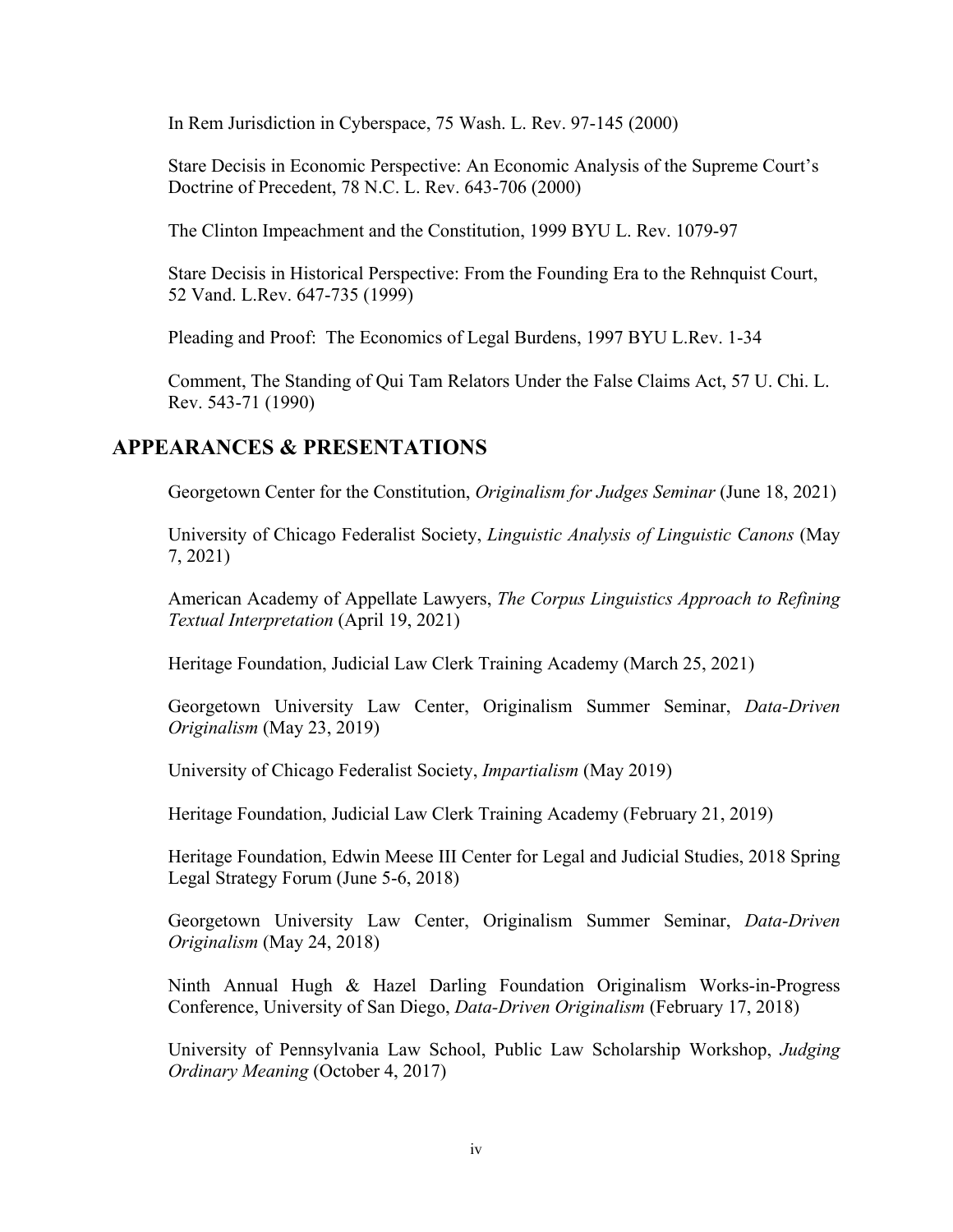In Rem Jurisdiction in Cyberspace, 75 Wash. L. Rev. 97-145 (2000)

Stare Decisis in Economic Perspective: An Economic Analysis of the Supreme Court's Doctrine of Precedent, 78 N.C. L. Rev. 643-706 (2000)

The Clinton Impeachment and the Constitution, 1999 BYU L. Rev. 1079-97

Stare Decisis in Historical Perspective: From the Founding Era to the Rehnquist Court, 52 Vand. L.Rev. 647-735 (1999)

Pleading and Proof: The Economics of Legal Burdens, 1997 BYU L.Rev. 1-34

Comment, The Standing of Qui Tam Relators Under the False Claims Act, 57 U. Chi. L. Rev. 543-71 (1990)

## APPEARANCES & PRESENTATIONS

Georgetown Center for the Constitution, *Originalism for Judges Seminar* (June 18, 2021)

University of Chicago Federalist Society, *Linguistic Analysis of Linguistic Canons* (May 7, 2021)

American Academy of Appellate Lawyers, *The Corpus Linguistics Approach to Refining Textual Interpretation* (April 19, 2021)

Heritage Foundation, Judicial Law Clerk Training Academy (March 25, 2021)

Georgetown University Law Center, Originalism Summer Seminar, *Data-Driven Originalism* (May 23, 2019)

University of Chicago Federalist Society, *Impartialism* (May 2019)

Heritage Foundation, Judicial Law Clerk Training Academy (February 21, 2019)

Heritage Foundation, Edwin Meese III Center for Legal and Judicial Studies, 2018 Spring Legal Strategy Forum (June 5-6, 2018)

Georgetown University Law Center, Originalism Summer Seminar, *Data-Driven Originalism* (May 24, 2018)

Ninth Annual Hugh & Hazel Darling Foundation Originalism Works-in-Progress Conference, University of San Diego, *Data-Driven Originalism* (February 17, 2018)

University of Pennsylvania Law School, Public Law Scholarship Workshop, *Judging Ordinary Meaning* (October 4, 2017)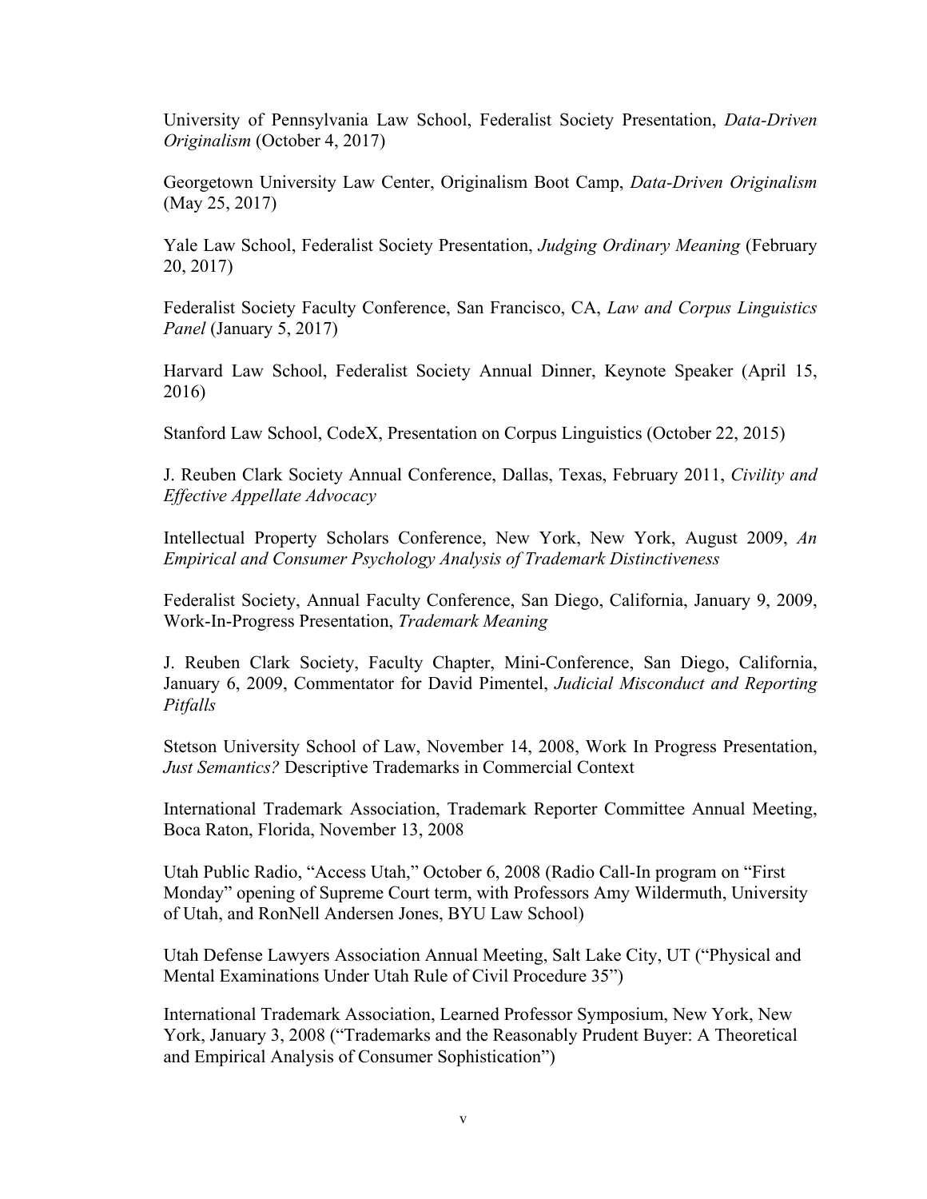University of Pennsylvania Law School, Federalist Society Presentation, *Data-Driven Originalism* (October 4, 2017)

Georgetown University Law Center, Originalism Boot Camp, *Data-Driven Originalism* (May 25, 2017)

Yale Law School, Federalist Society Presentation, *Judging Ordinary Meaning* (February 20, 2017)

Federalist Society Faculty Conference, San Francisco, CA, *Law and Corpus Linguistics Panel* (January 5, 2017)

Harvard Law School, Federalist Society Annual Dinner, Keynote Speaker (April 15, 2016)

Stanford Law School, CodeX, Presentation on Corpus Linguistics (October 22, 2015)

J. Reuben Clark Society Annual Conference, Dallas, Texas, February 2011, *Civility and Effective Appellate Advocacy*

Intellectual Property Scholars Conference, New York, New York, August 2009, *An Empirical and Consumer Psychology Analysis of Trademark Distinctiveness*

Federalist Society, Annual Faculty Conference, San Diego, California, January 9, 2009, Work-In-Progress Presentation, *Trademark Meaning*

J. Reuben Clark Society, Faculty Chapter, Mini-Conference, San Diego, California, January 6, 2009, Commentator for David Pimentel, *Judicial Misconduct and Reporting Pitfalls*

Stetson University School of Law, November 14, 2008, Work In Progress Presentation, *Just Semantics?* Descriptive Trademarks in Commercial Context

International Trademark Association, Trademark Reporter Committee Annual Meeting, Boca Raton, Florida, November 13, 2008

Utah Public Radio, "Access Utah," October 6, 2008 (Radio Call-In program on "First Monday" opening of Supreme Court term, with Professors Amy Wildermuth, University of Utah, and RonNell Andersen Jones, BYU Law School)

Utah Defense Lawyers Association Annual Meeting, Salt Lake City, UT ("Physical and Mental Examinations Under Utah Rule of Civil Procedure 35")

International Trademark Association, Learned Professor Symposium, New York, New York, January 3, 2008 ("Trademarks and the Reasonably Prudent Buyer: A Theoretical and Empirical Analysis of Consumer Sophistication")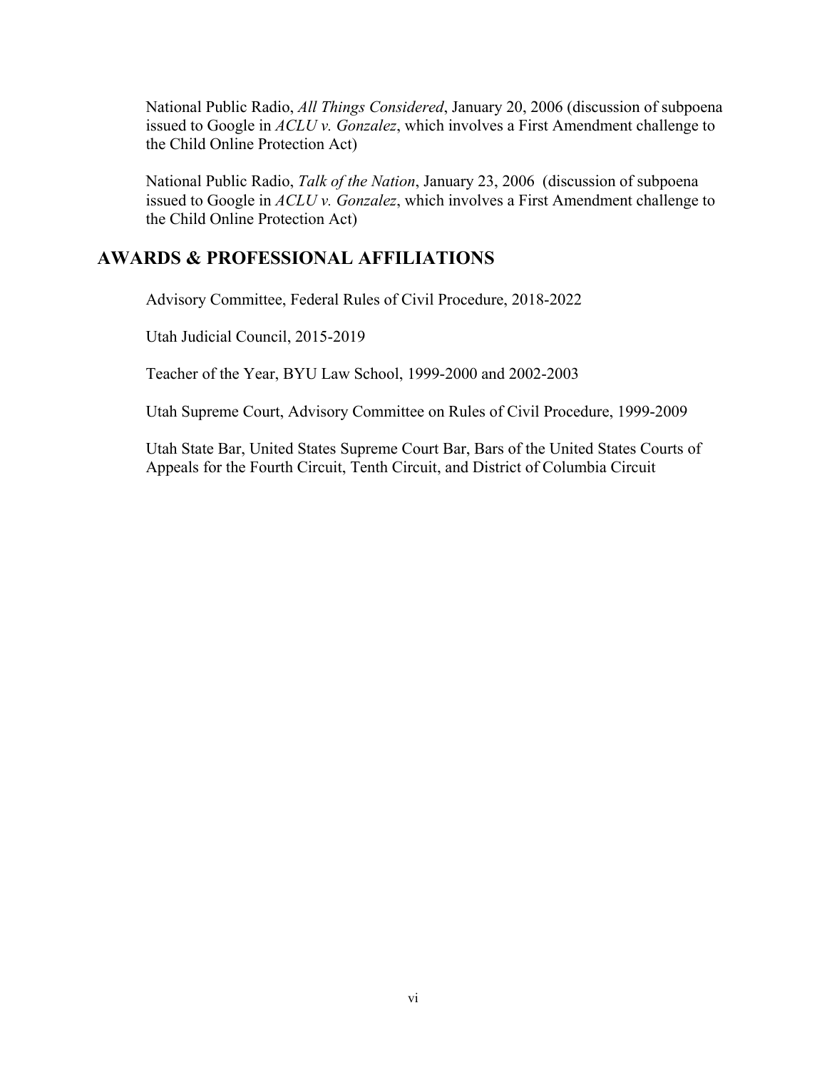National Public Radio, *All Things Considered*, January 20, 2006 (discussion of subpoena issued to Google in *ACLU v. Gonzalez*, which involves a First Amendment challenge to the Child Online Protection Act)

National Public Radio, *Talk of the Nation*, January 23, 2006 (discussion of subpoena issued to Google in *ACLU v. Gonzalez*, which involves a First Amendment challenge to the Child Online Protection Act)

## AWARDS & PROFESSIONAL AFFILIATIONS

Advisory Committee, Federal Rules of Civil Procedure, 2018-2022

Utah Judicial Council, 2015-2019

Teacher of the Year, BYU Law School, 1999-2000 and 2002-2003

Utah Supreme Court, Advisory Committee on Rules of Civil Procedure, 1999-2009

Utah State Bar, United States Supreme Court Bar, Bars of the United States Courts of Appeals for the Fourth Circuit, Tenth Circuit, and District of Columbia Circuit